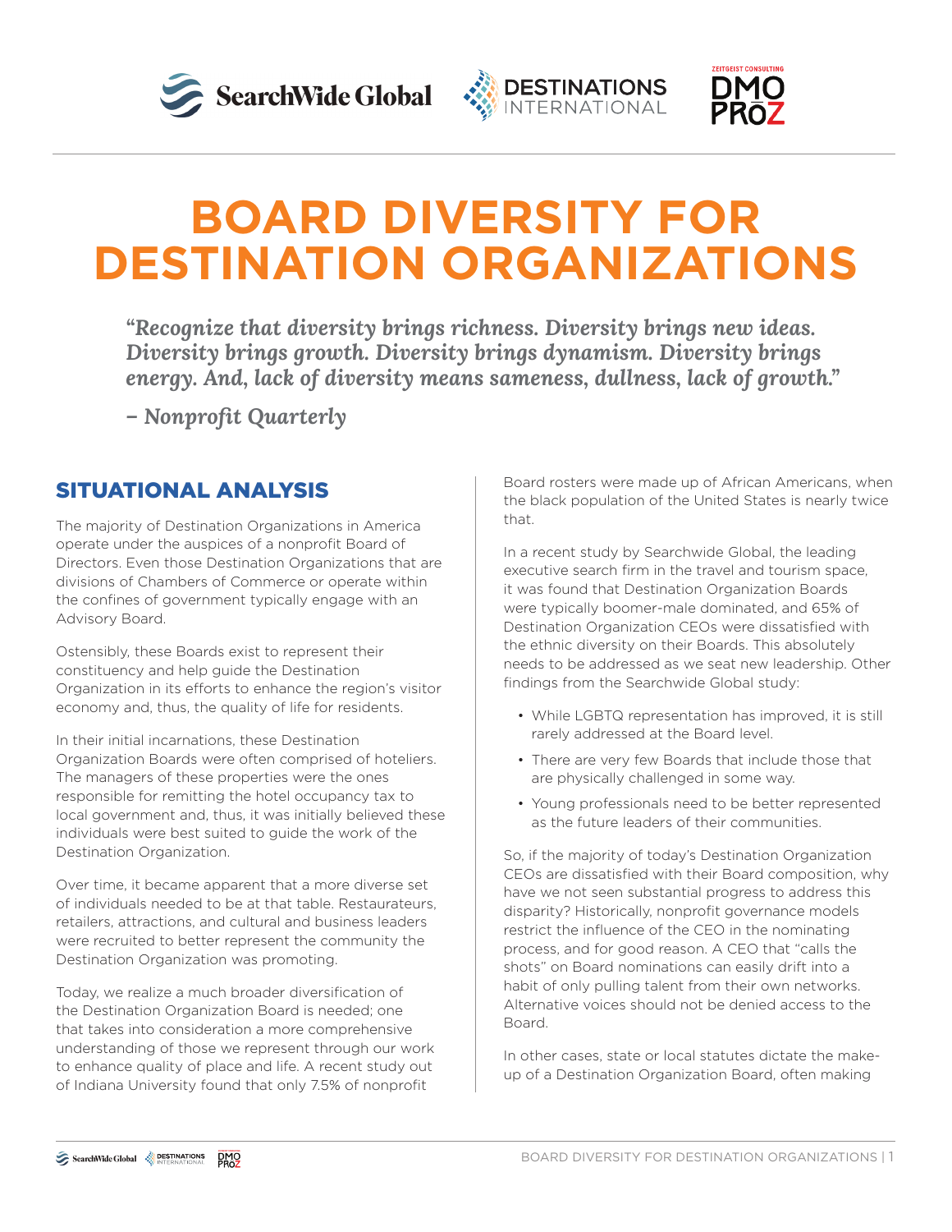# BOARD DIVERSITY FOR DESTINATION ORGANIZATIONS

> ***"Recognize that diversity brings richness. Diversity brings new ideas. Diversity brings growth. Diversity brings dynamism. Diversity brings energy. And, lack of diversity means sameness, dullness, lack of growth."***
>
> ***– Nonprofit Quarterly***

## SITUATIONAL ANALYSIS

The majority of Destination Organizations in America operate under the auspices of a nonprofit Board of Directors. Even those Destination Organizations that are divisions of Chambers of Commerce or operate within the confines of government typically engage with an Advisory Board.

Ostensibly, these Boards exist to represent their constituency and help guide the Destination Organization in its efforts to enhance the region's visitor economy and, thus, the quality of life for residents.

In their initial incarnations, these Destination Organization Boards were often comprised of hoteliers. The managers of these properties were the ones responsible for remitting the hotel occupancy tax to local government and, thus, it was initially believed these individuals were best suited to guide the work of the Destination Organization.

Over time, it became apparent that a more diverse set of individuals needed to be at that table. Restaurateurs, retailers, attractions, and cultural and business leaders were recruited to better represent the community the Destination Organization was promoting.

Today, we realize a much broader diversification of the Destination Organization Board is needed; one that takes into consideration a more comprehensive understanding of those we represent through our work to enhance quality of place and life. A recent study out of Indiana University found that only 7.5% of nonprofit Board rosters were made up of African Americans, when the black population of the United States is nearly twice that.

In a recent study by Searchwide Global, the leading executive search firm in the travel and tourism space, it was found that Destination Organization Boards were typically boomer-male dominated, and 65% of Destination Organization CEOs were dissatisfied with the ethnic diversity on their Boards. This absolutely needs to be addressed as we seat new leadership. Other findings from the Searchwide Global study:

- While LGBTQ representation has improved, it is still rarely addressed at the Board level.
- There are very few Boards that include those that are physically challenged in some way.
- Young professionals need to be better represented as the future leaders of their communities.

So, if the majority of today's Destination Organization CEOs are dissatisfied with their Board composition, why have we not seen substantial progress to address this disparity? Historically, nonprofit governance models restrict the influence of the CEO in the nominating process, and for good reason. A CEO that "calls the shots" on Board nominations can easily drift into a habit of only pulling talent from their own networks. Alternative voices should not be denied access to the Board.

In other cases, state or local statutes dictate the make-up of a Destination Organization Board, often making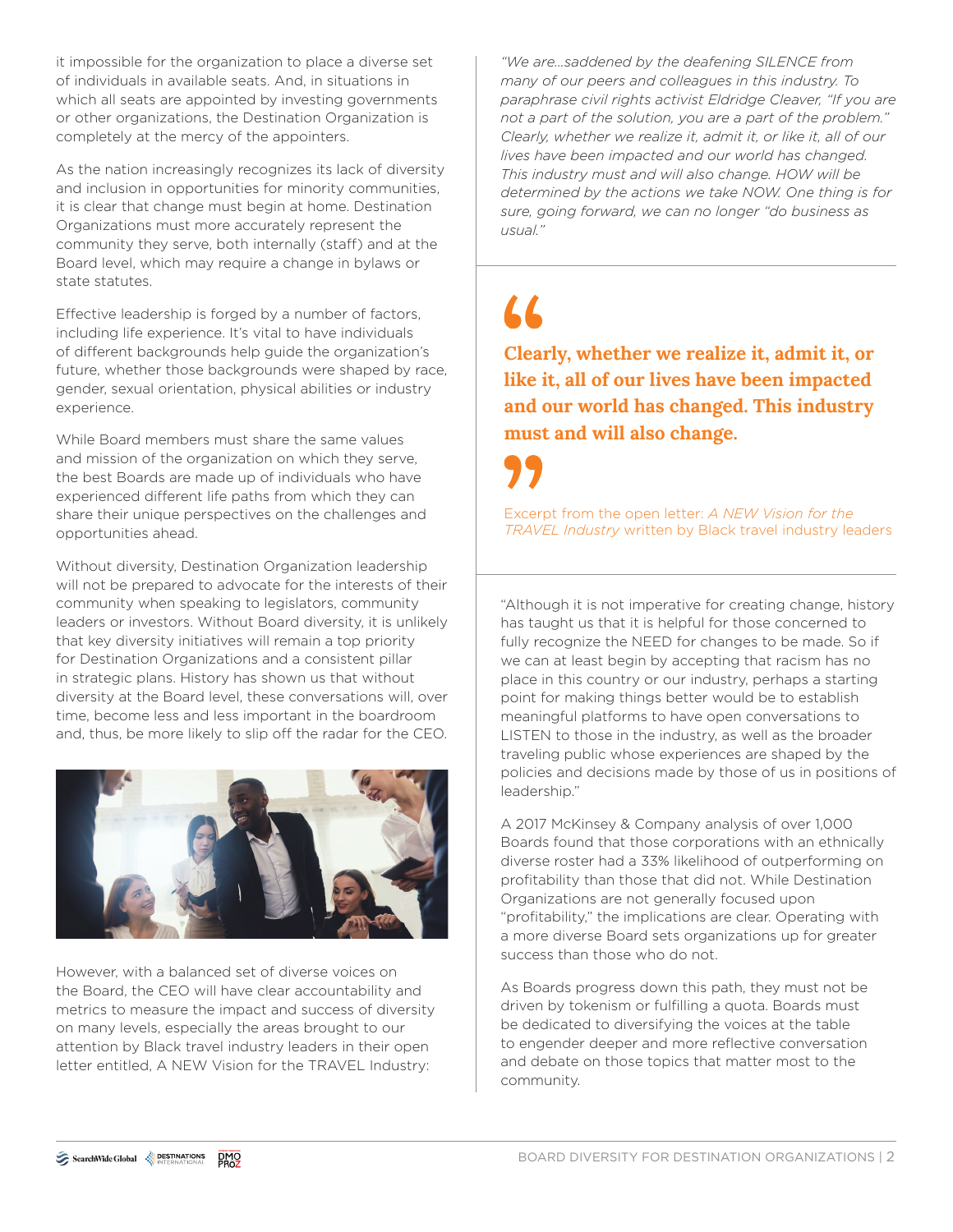it impossible for the organization to place a diverse set of individuals in available seats. And, in situations in which all seats are appointed by investing governments or other organizations, the Destination Organization is completely at the mercy of the appointers.

As the nation increasingly recognizes its lack of diversity and inclusion in opportunities for minority communities, it is clear that change must begin at home. Destination Organizations must more accurately represent the community they serve, both internally (staff) and at the Board level, which may require a change in bylaws or state statutes.

Effective leadership is forged by a number of factors, including life experience. It's vital to have individuals of different backgrounds help guide the organization's future, whether those backgrounds were shaped by race, gender, sexual orientation, physical abilities or industry experience.

While Board members must share the same values and mission of the organization on which they serve, the best Boards are made up of individuals who have experienced different life paths from which they can share their unique perspectives on the challenges and opportunities ahead.

Without diversity, Destination Organization leadership will not be prepared to advocate for the interests of their community when speaking to legislators, community leaders or investors. Without Board diversity, it is unlikely that key diversity initiatives will remain a top priority for Destination Organizations and a consistent pillar in strategic plans. History has shown us that without diversity at the Board level, these conversations will, over time, become less and less important in the boardroom and, thus, be more likely to slip off the radar for the CEO.

However, with a balanced set of diverse voices on the Board, the CEO will have clear accountability and metrics to measure the impact and success of diversity on many levels, especially the areas brought to our attention by Black travel industry leaders in their open letter entitled, A NEW Vision for the TRAVEL Industry:

*"We are...saddened by the deafening SILENCE from many of our peers and colleagues in this industry. To paraphrase civil rights activist Eldridge Cleaver, "If you are not a part of the solution, you are a part of the problem." Clearly, whether we realize it, admit it, or like it, all of our lives have been impacted and our world has changed. This industry must and will also change. HOW will be determined by the actions we take NOW. One thing is for sure, going forward, we can no longer "do business as usual."*

> **Clearly, whether we realize it, admit it, or like it, all of our lives have been impacted and our world has changed. This industry must and will also change.**
>
> Excerpt from the open letter: *A NEW Vision for the TRAVEL Industry* written by Black travel industry leaders

"Although it is not imperative for creating change, history has taught us that it is helpful for those concerned to fully recognize the NEED for changes to be made. So if we can at least begin by accepting that racism has no place in this country or our industry, perhaps a starting point for making things better would be to establish meaningful platforms to have open conversations to LISTEN to those in the industry, as well as the broader traveling public whose experiences are shaped by the policies and decisions made by those of us in positions of leadership."

A 2017 McKinsey & Company analysis of over 1,000 Boards found that those corporations with an ethnically diverse roster had a 33% likelihood of outperforming on profitability than those that did not. While Destination Organizations are not generally focused upon "profitability," the implications are clear. Operating with a more diverse Board sets organizations up for greater success than those who do not.

As Boards progress down this path, they must not be driven by tokenism or fulfilling a quota. Boards must be dedicated to diversifying the voices at the table to engender deeper and more reflective conversation and debate on those topics that matter most to the community.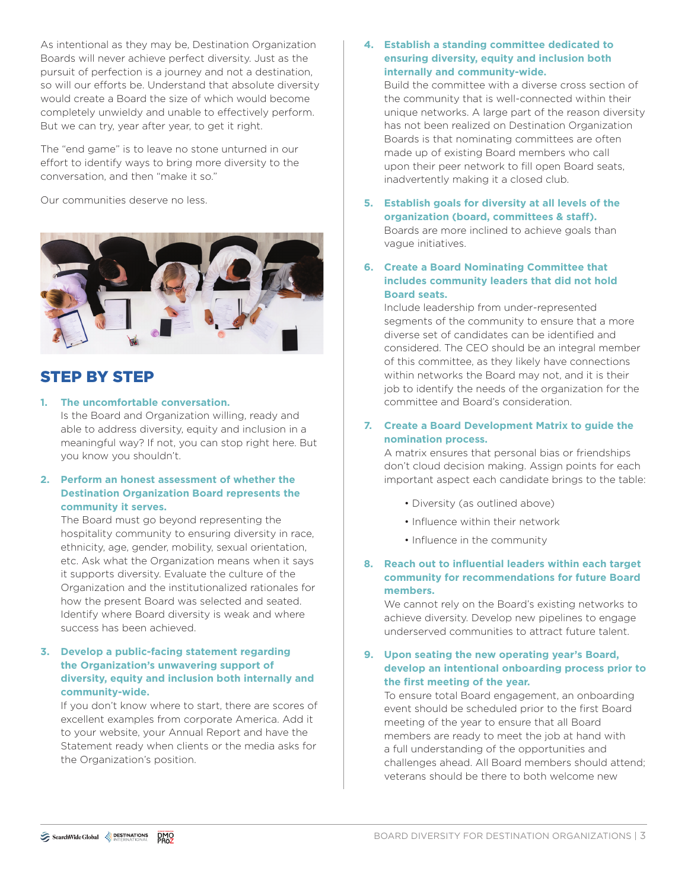As intentional as they may be, Destination Organization Boards will never achieve perfect diversity. Just as the pursuit of perfection is a journey and not a destination, so will our efforts be. Understand that absolute diversity would create a Board the size of which would become completely unwieldy and unable to effectively perform. But we can try, year after year, to get it right.

The "end game" is to leave no stone unturned in our effort to identify ways to bring more diversity to the conversation, and then "make it so."

Our communities deserve no less.

## STEP BY STEP

1. **The uncomfortable conversation.**
   Is the Board and Organization willing, ready and able to address diversity, equity and inclusion in a meaningful way? If not, you can stop right here. But you know you shouldn't.

2. **Perform an honest assessment of whether the Destination Organization Board represents the community it serves.**
   The Board must go beyond representing the hospitality community to ensuring diversity in race, ethnicity, age, gender, mobility, sexual orientation, etc. Ask what the Organization means when it says it supports diversity. Evaluate the culture of the Organization and the institutionalized rationales for how the present Board was selected and seated. Identify where Board diversity is weak and where success has been achieved.

3. **Develop a public-facing statement regarding the Organization's unwavering support of diversity, equity and inclusion both internally and community-wide.**
   If you don't know where to start, there are scores of excellent examples from corporate America. Add it to your website, your Annual Report and have the Statement ready when clients or the media asks for the Organization's position.

4. **Establish a standing committee dedicated to ensuring diversity, equity and inclusion both internally and community-wide.**
   Build the committee with a diverse cross section of the community that is well-connected within their unique networks. A large part of the reason diversity has not been realized on Destination Organization Boards is that nominating committees are often made up of existing Board members who call upon their peer network to fill open Board seats, inadvertently making it a closed club.

5. **Establish goals for diversity at all levels of the organization (board, committees & staff).**
   Boards are more inclined to achieve goals than vague initiatives.

6. **Create a Board Nominating Committee that includes community leaders that did not hold Board seats.**
   Include leadership from under-represented segments of the community to ensure that a more diverse set of candidates can be identified and considered. The CEO should be an integral member of this committee, as they likely have connections within networks the Board may not, and it is their job to identify the needs of the organization for the committee and Board's consideration.

7. **Create a Board Development Matrix to guide the nomination process.**
   A matrix ensures that personal bias or friendships don't cloud decision making. Assign points for each important aspect each candidate brings to the table:
   - Diversity (as outlined above)
   - Influence within their network
   - Influence in the community

8. **Reach out to influential leaders within each target community for recommendations for future Board members.**
   We cannot rely on the Board's existing networks to achieve diversity. Develop new pipelines to engage underserved communities to attract future talent.

9. **Upon seating the new operating year's Board, develop an intentional onboarding process prior to the first meeting of the year.**
   To ensure total Board engagement, an onboarding event should be scheduled prior to the first Board meeting of the year to ensure that all Board members are ready to meet the job at hand with a full understanding of the opportunities and challenges ahead. All Board members should attend; veterans should be there to both welcome new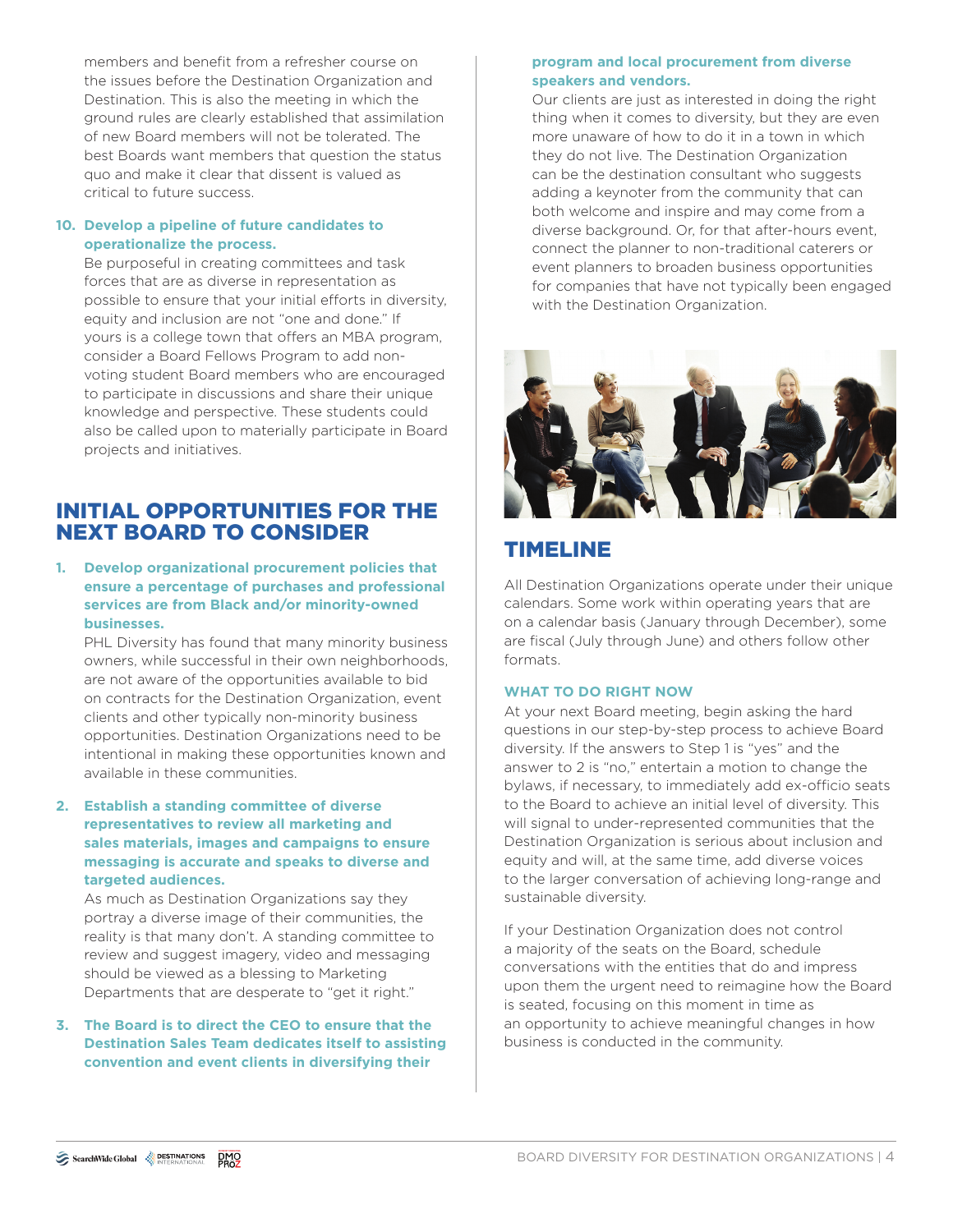members and benefit from a refresher course on the issues before the Destination Organization and Destination. This is also the meeting in which the ground rules are clearly established that assimilation of new Board members will not be tolerated. The best Boards want members that question the status quo and make it clear that dissent is valued as critical to future success.

10. **Develop a pipeline of future candidates to operationalize the process.**
    Be purposeful in creating committees and task forces that are as diverse in representation as possible to ensure that your initial efforts in diversity, equity and inclusion are not "one and done." If yours is a college town that offers an MBA program, consider a Board Fellows Program to add non-voting student Board members who are encouraged to participate in discussions and share their unique knowledge and perspective. These students could also be called upon to materially participate in Board projects and initiatives.

## INITIAL OPPORTUNITIES FOR THE NEXT BOARD TO CONSIDER

1. **Develop organizational procurement policies that ensure a percentage of purchases and professional services are from Black and/or minority-owned businesses.**
   PHL Diversity has found that many minority business owners, while successful in their own neighborhoods, are not aware of the opportunities available to bid on contracts for the Destination Organization, event clients and other typically non-minority business opportunities. Destination Organizations need to be intentional in making these opportunities known and available in these communities.

2. **Establish a standing committee of diverse representatives to review all marketing and sales materials, images and campaigns to ensure messaging is accurate and speaks to diverse and targeted audiences.**
   As much as Destination Organizations say they portray a diverse image of their communities, the reality is that many don't. A standing committee to review and suggest imagery, video and messaging should be viewed as a blessing to Marketing Departments that are desperate to "get it right."

3. **The Board is to direct the CEO to ensure that the Destination Sales Team dedicates itself to assisting convention and event clients in diversifying their program and local procurement from diverse speakers and vendors.**
   Our clients are just as interested in doing the right thing when it comes to diversity, but they are even more unaware of how to do it in a town in which they do not live. The Destination Organization can be the destination consultant who suggests adding a keynoter from the community that can both welcome and inspire and may come from a diverse background. Or, for that after-hours event, connect the planner to non-traditional caterers or event planners to broaden business opportunities for companies that have not typically been engaged with the Destination Organization.

## TIMELINE

All Destination Organizations operate under their unique calendars. Some work within operating years that are on a calendar basis (January through December), some are fiscal (July through June) and others follow other formats.

### WHAT TO DO RIGHT NOW

At your next Board meeting, begin asking the hard questions in our step-by-step process to achieve Board diversity. If the answers to Step 1 is "yes" and the answer to 2 is "no," entertain a motion to change the bylaws, if necessary, to immediately add ex-officio seats to the Board to achieve an initial level of diversity. This will signal to under-represented communities that the Destination Organization is serious about inclusion and equity and will, at the same time, add diverse voices to the larger conversation of achieving long-range and sustainable diversity.

If your Destination Organization does not control a majority of the seats on the Board, schedule conversations with the entities that do and impress upon them the urgent need to reimagine how the Board is seated, focusing on this moment in time as an opportunity to achieve meaningful changes in how business is conducted in the community.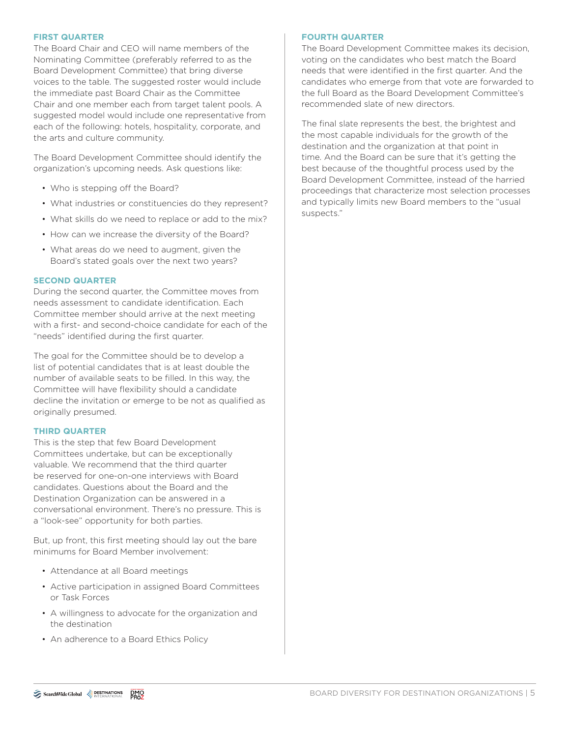### FIRST QUARTER

The Board Chair and CEO will name members of the Nominating Committee (preferably referred to as the Board Development Committee) that bring diverse voices to the table. The suggested roster would include the immediate past Board Chair as the Committee Chair and one member each from target talent pools. A suggested model would include one representative from each of the following: hotels, hospitality, corporate, and the arts and culture community.

The Board Development Committee should identify the organization's upcoming needs. Ask questions like:

- Who is stepping off the Board?
- What industries or constituencies do they represent?
- What skills do we need to replace or add to the mix?
- How can we increase the diversity of the Board?
- What areas do we need to augment, given the Board's stated goals over the next two years?

### SECOND QUARTER

During the second quarter, the Committee moves from needs assessment to candidate identification. Each Committee member should arrive at the next meeting with a first- and second-choice candidate for each of the "needs" identified during the first quarter.

The goal for the Committee should be to develop a list of potential candidates that is at least double the number of available seats to be filled. In this way, the Committee will have flexibility should a candidate decline the invitation or emerge to be not as qualified as originally presumed.

### THIRD QUARTER

This is the step that few Board Development Committees undertake, but can be exceptionally valuable. We recommend that the third quarter be reserved for one-on-one interviews with Board candidates. Questions about the Board and the Destination Organization can be answered in a conversational environment. There's no pressure. This is a "look-see" opportunity for both parties.

But, up front, this first meeting should lay out the bare minimums for Board Member involvement:

- Attendance at all Board meetings
- Active participation in assigned Board Committees or Task Forces
- A willingness to advocate for the organization and the destination
- An adherence to a Board Ethics Policy

### FOURTH QUARTER

The Board Development Committee makes its decision, voting on the candidates who best match the Board needs that were identified in the first quarter. And the candidates who emerge from that vote are forwarded to the full Board as the Board Development Committee's recommended slate of new directors.

The final slate represents the best, the brightest and the most capable individuals for the growth of the destination and the organization at that point in time. And the Board can be sure that it's getting the best because of the thoughtful process used by the Board Development Committee, instead of the harried proceedings that characterize most selection processes and typically limits new Board members to the "usual suspects."